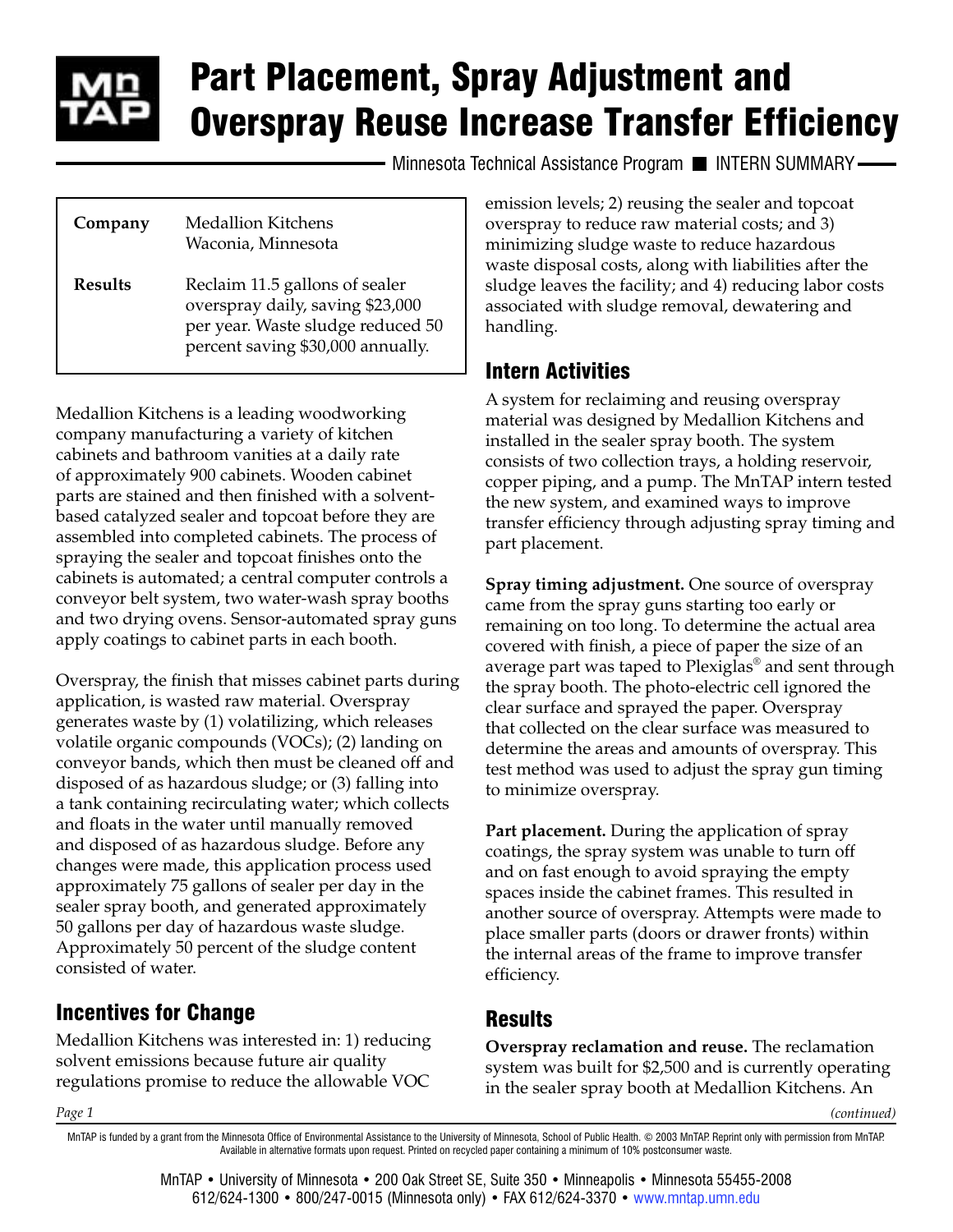# Part Placement, Spray Adjustment and Overspray Reuse Increase Transfer Efficiency

Minnesota Technical Assistance Program ■ INTERN SUMMARY

| | |
|---|---|
| **Company** | Medallion Kitchens<br>Waconia, Minnesota |
| **Results** | Reclaim 11.5 gallons of sealer overspray daily, saving $23,000 per year. Waste sludge reduced 50 percent saving $30,000 annually. |

Medallion Kitchens is a leading woodworking company manufacturing a variety of kitchen cabinets and bathroom vanities at a daily rate of approximately 900 cabinets. Wooden cabinet parts are stained and then finished with a solvent-based catalyzed sealer and topcoat before they are assembled into completed cabinets. The process of spraying the sealer and topcoat finishes onto the cabinets is automated; a central computer controls a conveyor belt system, two water-wash spray booths and two drying ovens. Sensor-automated spray guns apply coatings to cabinet parts in each booth.

Overspray, the finish that misses cabinet parts during application, is wasted raw material. Overspray generates waste by (1) volatilizing, which releases volatile organic compounds (VOCs); (2) landing on conveyor bands, which then must be cleaned off and disposed of as hazardous sludge; or (3) falling into a tank containing recirculating water; which collects and floats in the water until manually removed and disposed of as hazardous sludge. Before any changes were made, this application process used approximately 75 gallons of sealer per day in the sealer spray booth, and generated approximately 50 gallons per day of hazardous waste sludge. Approximately 50 percent of the sludge content consisted of water.

## Incentives for Change

Medallion Kitchens was interested in: 1) reducing solvent emissions because future air quality regulations promise to reduce the allowable VOC emission levels; 2) reusing the sealer and topcoat overspray to reduce raw material costs; and 3) minimizing sludge waste to reduce hazardous waste disposal costs, along with liabilities after the sludge leaves the facility; and 4) reducing labor costs associated with sludge removal, dewatering and handling.

## Intern Activities

A system for reclaiming and reusing overspray material was designed by Medallion Kitchens and installed in the sealer spray booth. The system consists of two collection trays, a holding reservoir, copper piping, and a pump. The MnTAP intern tested the new system, and examined ways to improve transfer efficiency through adjusting spray timing and part placement.

**Spray timing adjustment.** One source of overspray came from the spray guns starting too early or remaining on too long. To determine the actual area covered with finish, a piece of paper the size of an average part was taped to Plexiglas® and sent through the spray booth. The photo-electric cell ignored the clear surface and sprayed the paper. Overspray that collected on the clear surface was measured to determine the areas and amounts of overspray. This test method was used to adjust the spray gun timing to minimize overspray.

**Part placement.** During the application of spray coatings, the spray system was unable to turn off and on fast enough to avoid spraying the empty spaces inside the cabinet frames. This resulted in another source of overspray. Attempts were made to place smaller parts (doors or drawer fronts) within the internal areas of the frame to improve transfer efficiency.

## Results

**Overspray reclamation and reuse.** The reclamation system was built for $2,500 and is currently operating in the sealer spray booth at Medallion Kitchens. An

*(continued)*

MnTAP is funded by a grant from the Minnesota Office of Environmental Assistance to the University of Minnesota, School of Public Health. © 2003 MnTAP. Reprint only with permission from MnTAP. Available in alternative formats upon request. Printed on recycled paper containing a minimum of 10% postconsumer waste.

MnTAP • University of Minnesota • 200 Oak Street SE, Suite 350 • Minneapolis • Minnesota 55455-2008
612/624-1300 • 800/247-0015 (Minnesota only) • FAX 612/624-3370 • www.mntap.umn.edu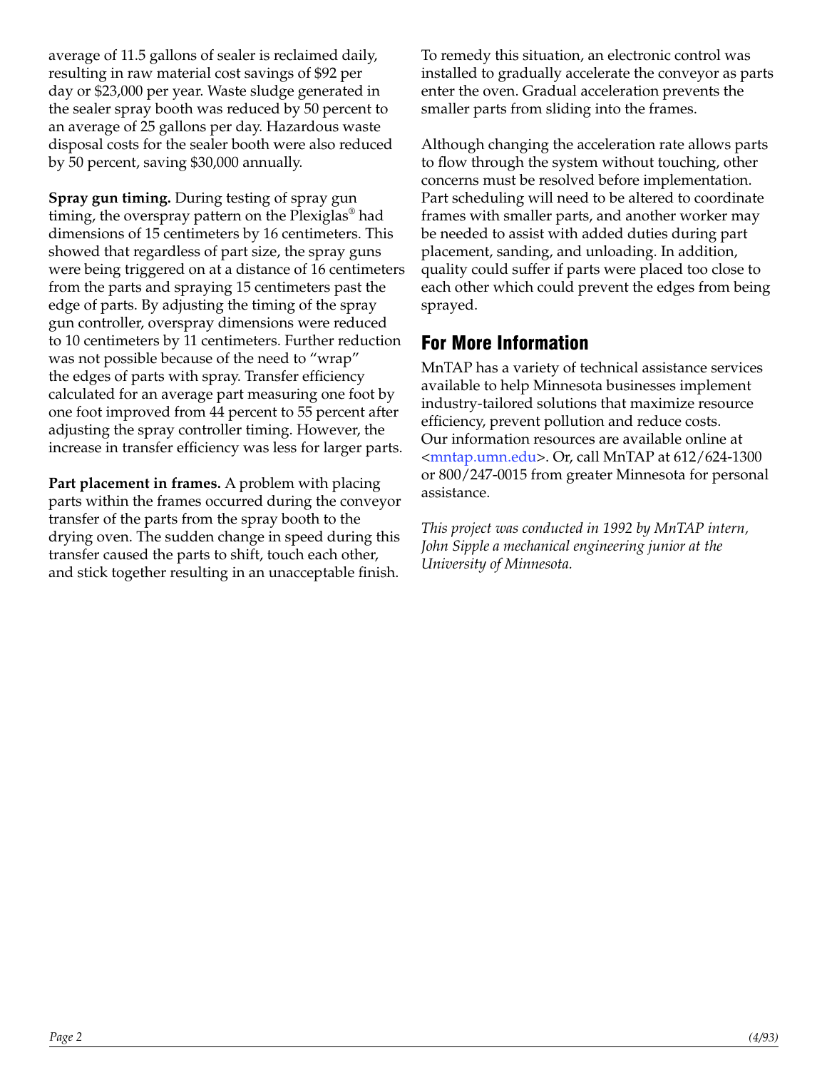average of 11.5 gallons of sealer is reclaimed daily, resulting in raw material cost savings of $92 per day or $23,000 per year. Waste sludge generated in the sealer spray booth was reduced by 50 percent to an average of 25 gallons per day. Hazardous waste disposal costs for the sealer booth were also reduced by 50 percent, saving $30,000 annually.

**Spray gun timing.** During testing of spray gun timing, the overspray pattern on the Plexiglas® had dimensions of 15 centimeters by 16 centimeters. This showed that regardless of part size, the spray guns were being triggered on at a distance of 16 centimeters from the parts and spraying 15 centimeters past the edge of parts. By adjusting the timing of the spray gun controller, overspray dimensions were reduced to 10 centimeters by 11 centimeters. Further reduction was not possible because of the need to "wrap" the edges of parts with spray. Transfer efficiency calculated for an average part measuring one foot by one foot improved from 44 percent to 55 percent after adjusting the spray controller timing. However, the increase in transfer efficiency was less for larger parts.

**Part placement in frames.** A problem with placing parts within the frames occurred during the conveyor transfer of the parts from the spray booth to the drying oven. The sudden change in speed during this transfer caused the parts to shift, touch each other, and stick together resulting in an unacceptable finish.

To remedy this situation, an electronic control was installed to gradually accelerate the conveyor as parts enter the oven. Gradual acceleration prevents the smaller parts from sliding into the frames.

Although changing the acceleration rate allows parts to flow through the system without touching, other concerns must be resolved before implementation. Part scheduling will need to be altered to coordinate frames with smaller parts, and another worker may be needed to assist with added duties during part placement, sanding, and unloading. In addition, quality could suffer if parts were placed too close to each other which could prevent the edges from being sprayed.

## For More Information

MnTAP has a variety of technical assistance services available to help Minnesota businesses implement industry-tailored solutions that maximize resource efficiency, prevent pollution and reduce costs. Our information resources are available online at <mntap.umn.edu>. Or, call MnTAP at 612/624-1300 or 800/247-0015 from greater Minnesota for personal assistance.

*This project was conducted in 1992 by MnTAP intern, John Sipple a mechanical engineering junior at the University of Minnesota.*